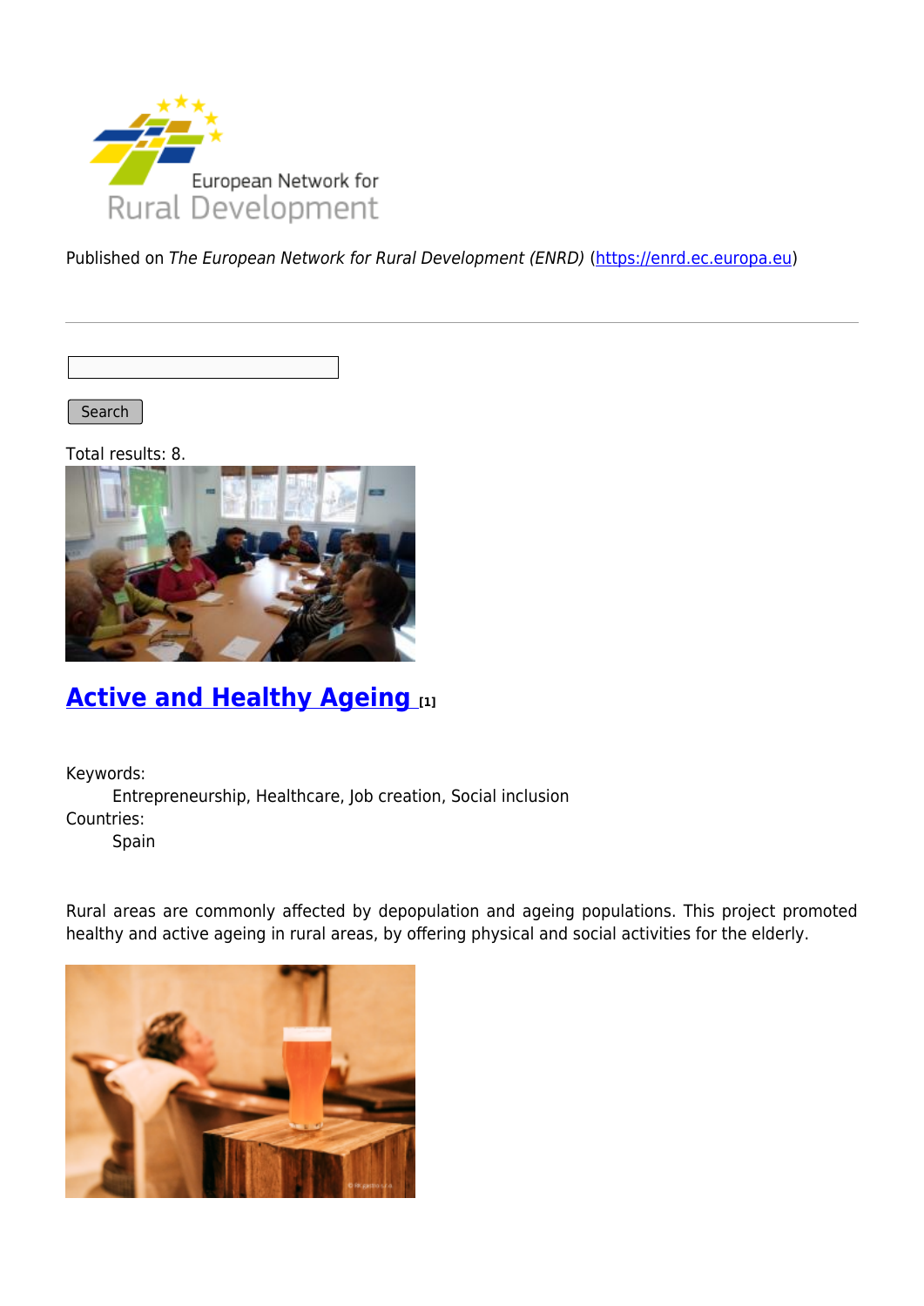Published on *The European Network for Rural Development (ENRD)* (https://enrd.ec.europa.eu)

Search

Total results: 8.

## Active and Healthy Ageing [1]

Keywords:
Entrepreneurship, Healthcare, Job creation, Social inclusion

Countries:
Spain

Rural areas are commonly affected by depopulation and ageing populations. This project promoted healthy and active ageing in rural areas, by offering physical and social activities for the elderly.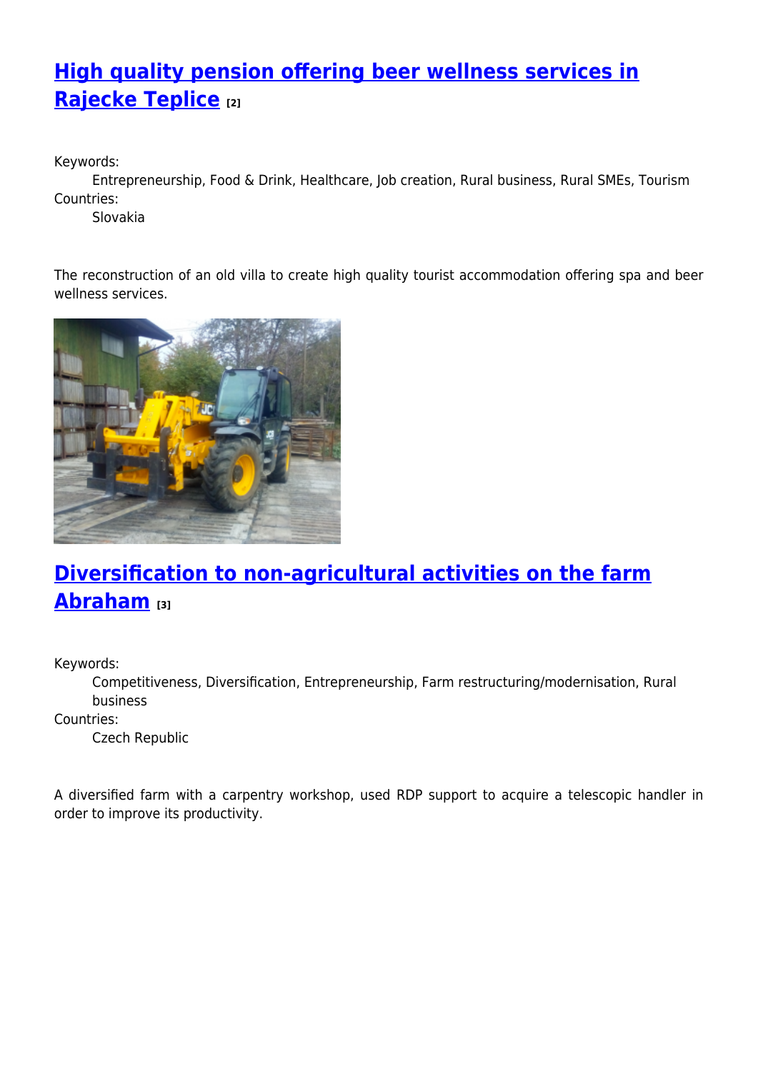## High quality pension offering beer wellness services in Rajecke Teplice [2]

Keywords:
Entrepreneurship, Food & Drink, Healthcare, Job creation, Rural business, Rural SMEs, Tourism

Countries:
Slovakia

The reconstruction of an old villa to create high quality tourist accommodation offering spa and beer wellness services.

## Diversification to non-agricultural activities on the farm Abraham [3]

Keywords:
Competitiveness, Diversification, Entrepreneurship, Farm restructuring/modernisation, Rural business

Countries:
Czech Republic

A diversified farm with a carpentry workshop, used RDP support to acquire a telescopic handler in order to improve its productivity.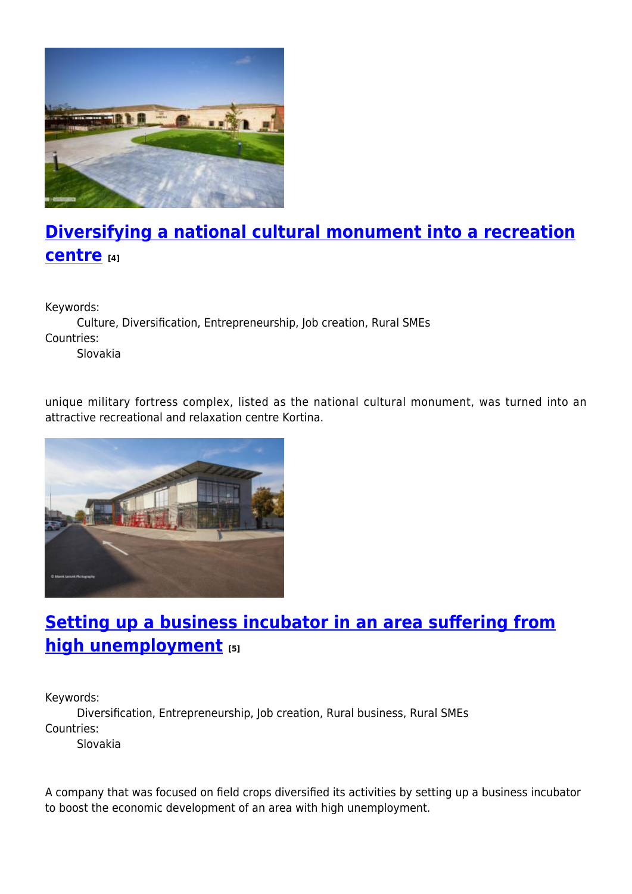## Diversifying a national cultural monument into a recreation centre [4]

Keywords:
Culture, Diversification, Entrepreneurship, Job creation, Rural SMEs
Countries:
Slovakia

unique military fortress complex, listed as the national cultural monument, was turned into an attractive recreational and relaxation centre Kortina.

## Setting up a business incubator in an area suffering from high unemployment [5]

Keywords:
Diversification, Entrepreneurship, Job creation, Rural business, Rural SMEs
Countries:
Slovakia

A company that was focused on field crops diversified its activities by setting up a business incubator to boost the economic development of an area with high unemployment.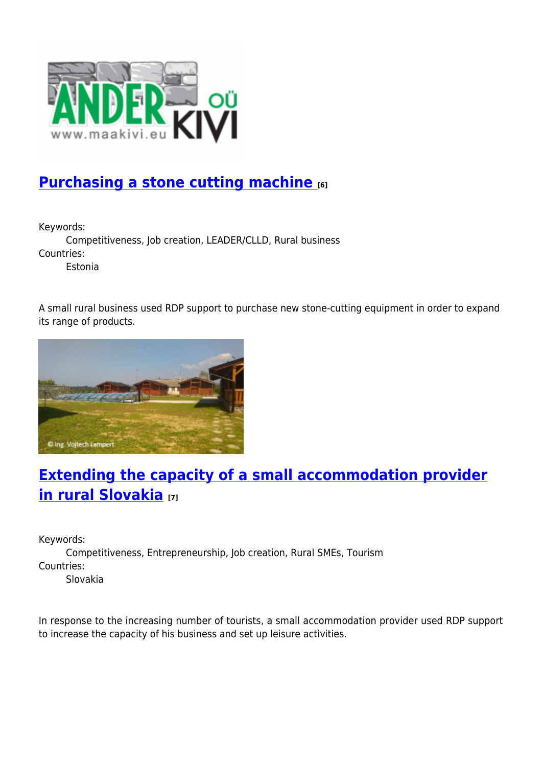## Purchasing a stone cutting machine [6]

Keywords:
Competitiveness, Job creation, LEADER/CLLD, Rural business

Countries:
Estonia

A small rural business used RDP support to purchase new stone-cutting equipment in order to expand its range of products.

## Extending the capacity of a small accommodation provider in rural Slovakia [7]

Keywords:
Competitiveness, Entrepreneurship, Job creation, Rural SMEs, Tourism

Countries:
Slovakia

In response to the increasing number of tourists, a small accommodation provider used RDP support to increase the capacity of his business and set up leisure activities.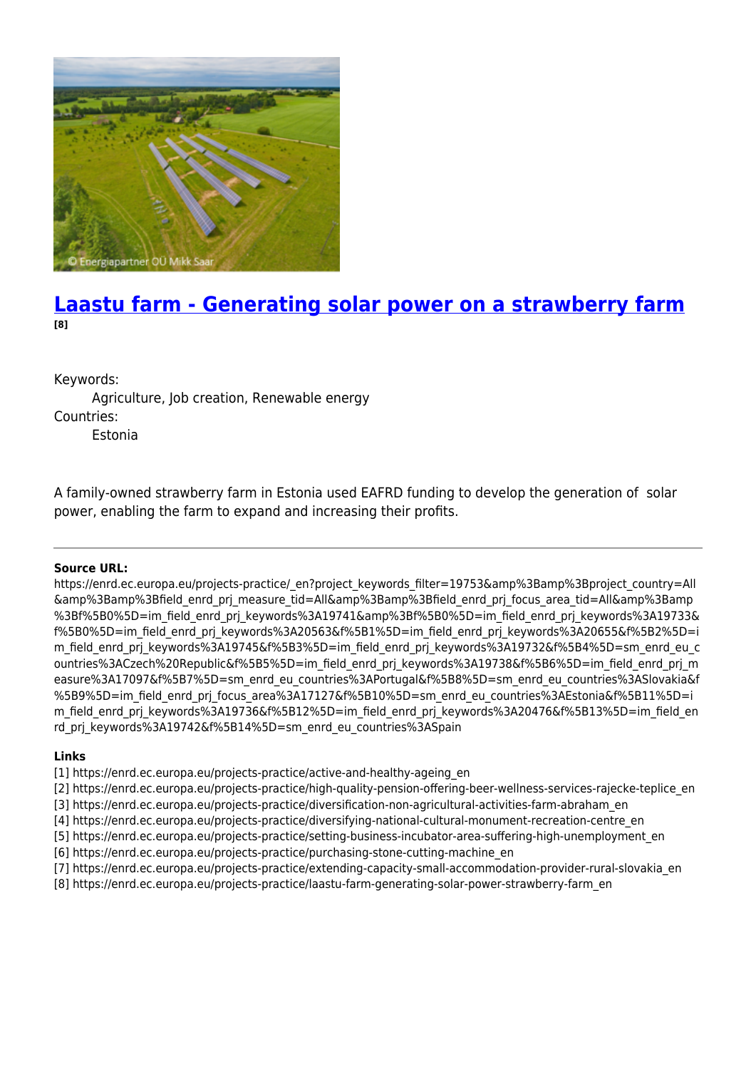## [Laastu farm - Generating solar power on a strawberry farm](https://enrd.ec.europa.eu/projects-practice/laastu-farm-generating-solar-power-strawberry-farm_en)

**[8]**

Keywords:

Agriculture, Job creation, Renewable energy

Countries:

Estonia

A family-owned strawberry farm in Estonia used EAFRD funding to develop the generation of solar power, enabling the farm to expand and increasing their profits.

---

**Source URL:**
https://enrd.ec.europa.eu/projects-practice/_en?project_keywords_filter=19753&amp%3Bamp%3Bproject_country=All&amp%3Bamp%3Bfield_enrd_prj_measure_tid=All&amp%3Bamp%3Bfield_enrd_prj_focus_area_tid=All&amp%3Bamp%3Bf%5B0%5D=im_field_enrd_prj_keywords%3A19741&amp%3Bf%5B0%5D=im_field_enrd_prj_keywords%3A19733&f%5B0%5D=im_field_enrd_prj_keywords%3A20563&f%5B1%5D=im_field_enrd_prj_keywords%3A20655&f%5B2%5D=im_field_enrd_prj_keywords%3A19745&f%5B3%5D=im_field_enrd_prj_keywords%3A19732&f%5B4%5D=sm_enrd_eu_countries%3ACzech%20Republic&f%5B5%5D=im_field_enrd_prj_keywords%3A19738&f%5B6%5D=im_field_enrd_prj_measure%3A17097&f%5B7%5D=sm_enrd_eu_countries%3APortugal&f%5B8%5D=sm_enrd_eu_countries%3ASlovakia&f%5B9%5D=im_field_enrd_prj_focus_area%3A17127&f%5B10%5D=sm_enrd_eu_countries%3AEstonia&f%5B11%5D=im_field_enrd_prj_keywords%3A19736&f%5B12%5D=im_field_enrd_prj_keywords%3A20476&f%5B13%5D=im_field_enrd_prj_keywords%3A19742&f%5B14%5D=sm_enrd_eu_countries%3ASpain

**Links**

[1] https://enrd.ec.europa.eu/projects-practice/active-and-healthy-ageing_en
[2] https://enrd.ec.europa.eu/projects-practice/high-quality-pension-offering-beer-wellness-services-rajecke-teplice_en
[3] https://enrd.ec.europa.eu/projects-practice/diversification-non-agricultural-activities-farm-abraham_en
[4] https://enrd.ec.europa.eu/projects-practice/diversifying-national-cultural-monument-recreation-centre_en
[5] https://enrd.ec.europa.eu/projects-practice/setting-business-incubator-area-suffering-high-unemployment_en
[6] https://enrd.ec.europa.eu/projects-practice/purchasing-stone-cutting-machine_en
[7] https://enrd.ec.europa.eu/projects-practice/extending-capacity-small-accommodation-provider-rural-slovakia_en
[8] https://enrd.ec.europa.eu/projects-practice/laastu-farm-generating-solar-power-strawberry-farm_en